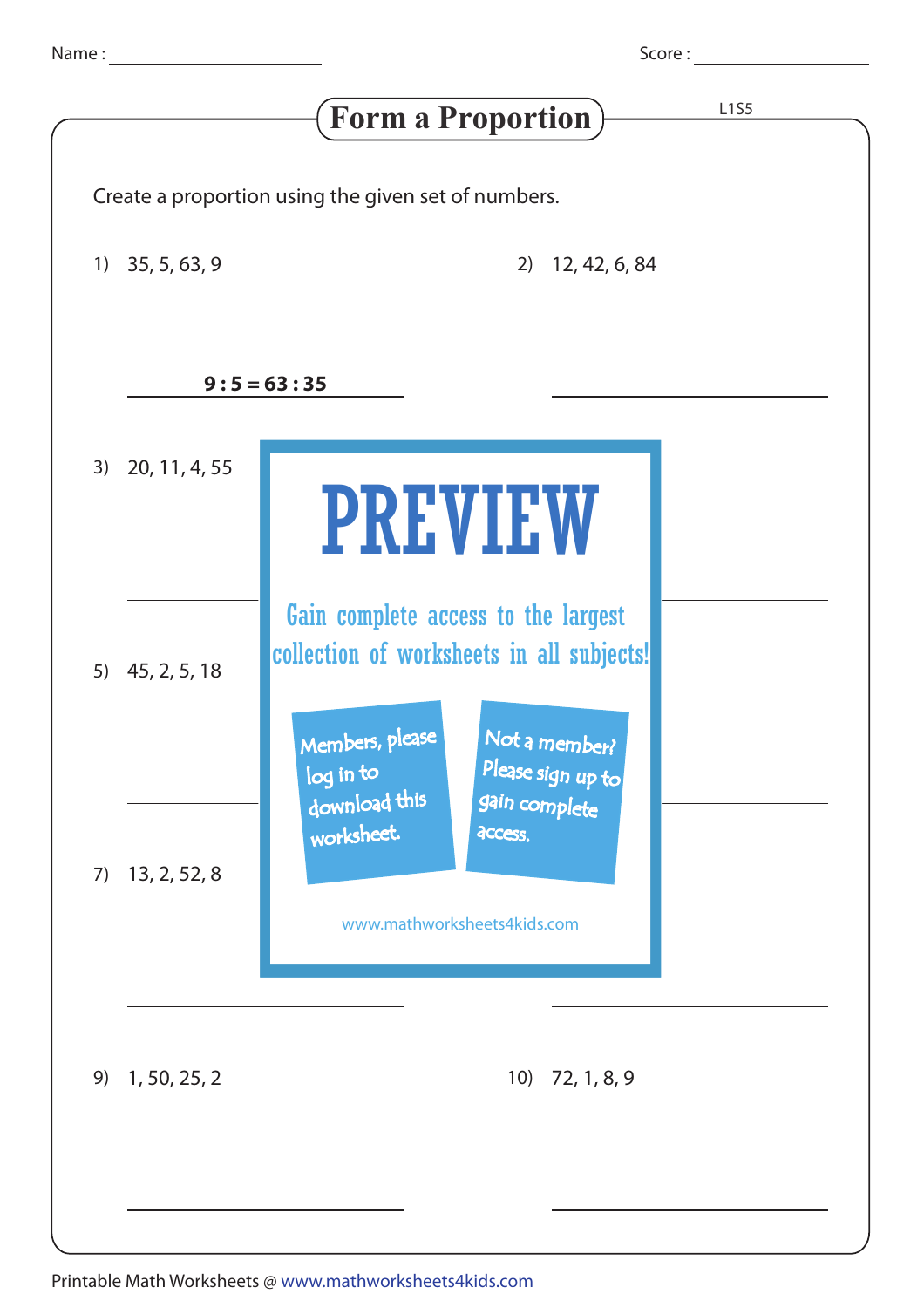Name : ______________ Score : ______________

# Form a Proportion

L1S5

Create a proportion using the given set of numbers.

1) 35, 5, 63, 9

**9 : 5 = 63 : 35**

2) 12, 42, 6, 84

______________

3) 20, 11, 4, 55

______________

5) 45, 2, 5, 18

______________

7) 13, 2, 52, 8

______________

______________

9) 1, 50, 25, 2

______________

10) 72, 1, 8, 9

______________

PREVIEW

Gain complete access to the largest collection of worksheets in all subjects!

Members, please log in to download this worksheet.

Not a member? Please sign up to gain complete access.

www.mathworksheets4kids.com

Printable Math Worksheets @ www.mathworksheets4kids.com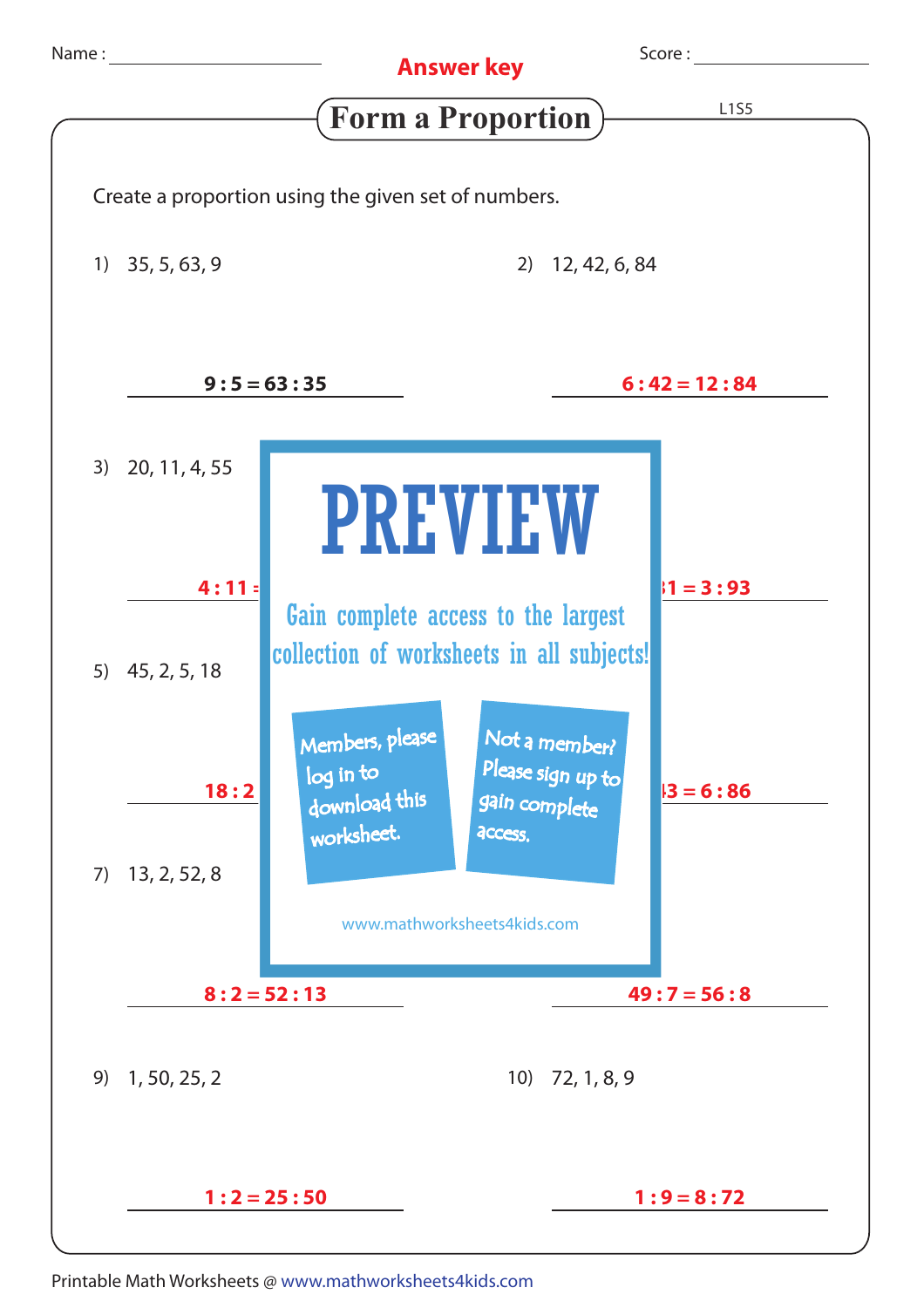Name : ____________ **Answer key** Score : ____________

# Form a Proportion

L1S5

Create a proportion using the given set of numbers.

1) 35, 5, 63, 9

**9 : 5 = 63 : 35**

2) 12, 42, 6, 84

**6 : 42 = 12 : 84**

3) 20, 11, 4, 55

**4 : 11 =**

**1 = 3 : 93**

PREVIEW

Gain complete access to the largest collection of worksheets in all subjects!

Members, please log in to download this worksheet.

Not a member? Please sign up to gain complete access.

www.mathworksheets4kids.com

5) 45, 2, 5, 18

**18 : 2**

**3 = 6 : 86**

7) 13, 2, 52, 8

**8 : 2 = 52 : 13**

**49 : 7 = 56 : 8**

9) 1, 50, 25, 2

**1 : 2 = 25 : 50**

10) 72, 1, 8, 9

**1 : 9 = 8 : 72**

Printable Math Worksheets @ www.mathworksheets4kids.com